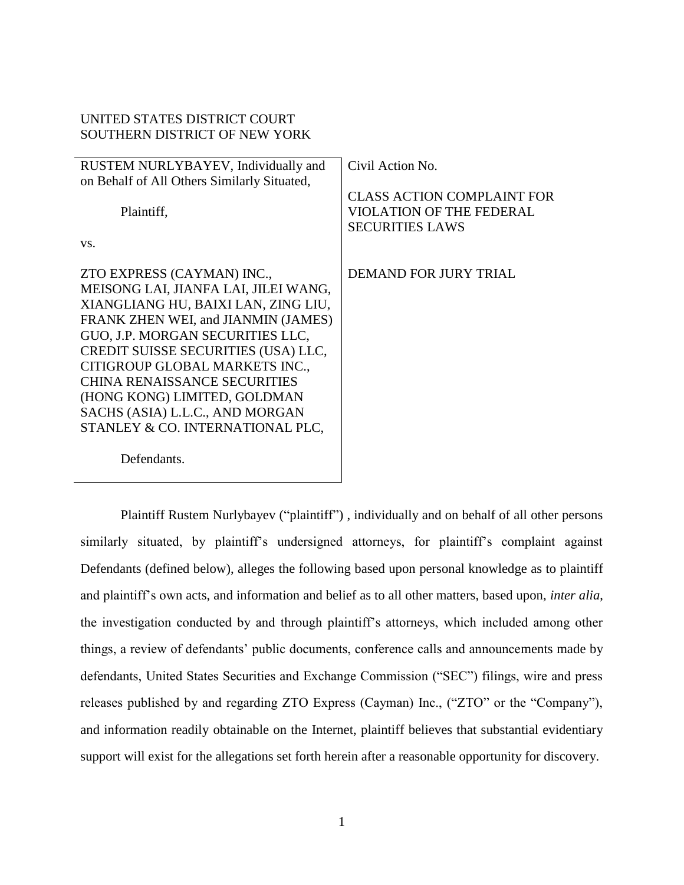UNITED STATES DISTRICT COURT
SOUTHERN DISTRICT OF NEW YORK

| | |
|---|---|
| RUSTEM NURLYBAYEV, Individually and on Behalf of All Others Similarly Situated,<br><br>Plaintiff,<br><br>vs.<br><br>ZTO EXPRESS (CAYMAN) INC., MEISONG LAI, JIANFA LAI, JILEI WANG, XIANGLIANG HU, BAIXI LAN, ZING LIU, FRANK ZHEN WEI, and JIANMIN (JAMES) GUO, J.P. MORGAN SECURITIES LLC, CREDIT SUISSE SECURITIES (USA) LLC, CITIGROUP GLOBAL MARKETS INC., CHINA RENAISSANCE SECURITIES (HONG KONG) LIMITED, GOLDMAN SACHS (ASIA) L.L.C., AND MORGAN STANLEY & CO. INTERNATIONAL PLC,<br><br>Defendants. | Civil Action No.<br><br>CLASS ACTION COMPLAINT FOR VIOLATION OF THE FEDERAL SECURITIES LAWS<br><br>DEMAND FOR JURY TRIAL |

Plaintiff Rustem Nurlybayev ("plaintiff") , individually and on behalf of all other persons similarly situated, by plaintiff's undersigned attorneys, for plaintiff's complaint against Defendants (defined below), alleges the following based upon personal knowledge as to plaintiff and plaintiff's own acts, and information and belief as to all other matters, based upon, *inter alia*, the investigation conducted by and through plaintiff's attorneys, which included among other things, a review of defendants' public documents, conference calls and announcements made by defendants, United States Securities and Exchange Commission ("SEC") filings, wire and press releases published by and regarding ZTO Express (Cayman) Inc., ("ZTO" or the "Company"), and information readily obtainable on the Internet, plaintiff believes that substantial evidentiary support will exist for the allegations set forth herein after a reasonable opportunity for discovery.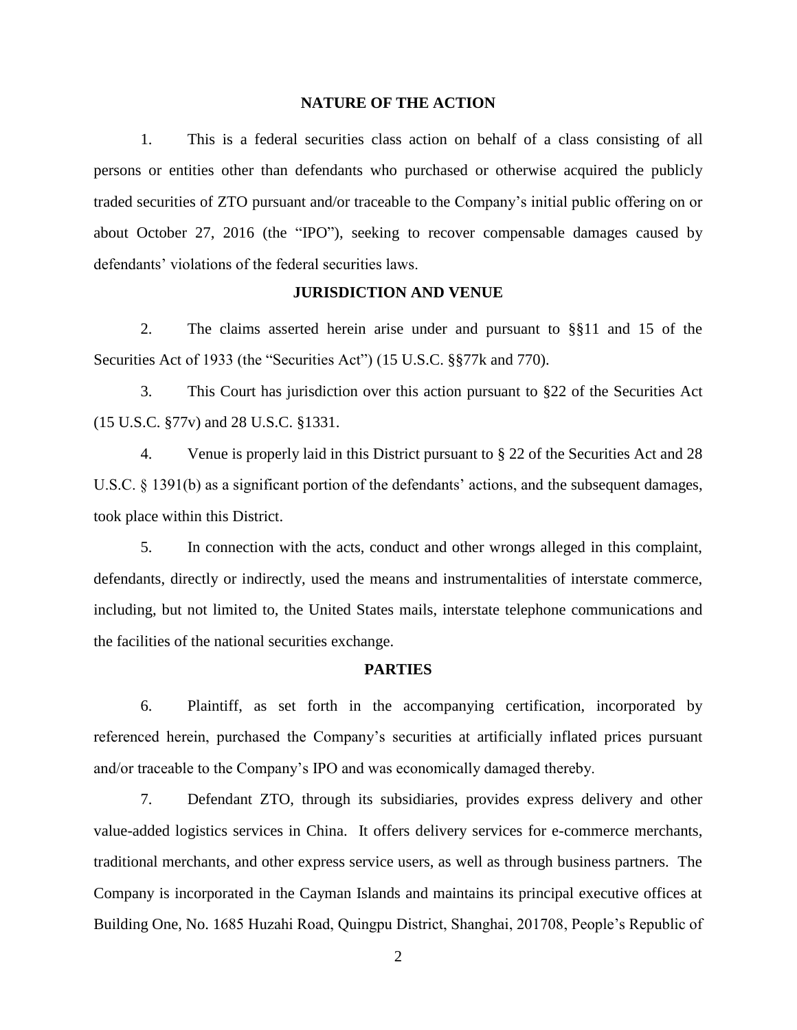## NATURE OF THE ACTION

1. This is a federal securities class action on behalf of a class consisting of all persons or entities other than defendants who purchased or otherwise acquired the publicly traded securities of ZTO pursuant and/or traceable to the Company's initial public offering on or about October 27, 2016 (the "IPO"), seeking to recover compensable damages caused by defendants' violations of the federal securities laws.

## JURISDICTION AND VENUE

2. The claims asserted herein arise under and pursuant to §§11 and 15 of the Securities Act of 1933 (the "Securities Act") (15 U.S.C. §§77k and 77o).

3. This Court has jurisdiction over this action pursuant to §22 of the Securities Act (15 U.S.C. §77v) and 28 U.S.C. §1331.

4. Venue is properly laid in this District pursuant to § 22 of the Securities Act and 28 U.S.C. § 1391(b) as a significant portion of the defendants' actions, and the subsequent damages, took place within this District.

5. In connection with the acts, conduct and other wrongs alleged in this complaint, defendants, directly or indirectly, used the means and instrumentalities of interstate commerce, including, but not limited to, the United States mails, interstate telephone communications and the facilities of the national securities exchange.

## PARTIES

6. Plaintiff, as set forth in the accompanying certification, incorporated by referenced herein, purchased the Company's securities at artificially inflated prices pursuant and/or traceable to the Company's IPO and was economically damaged thereby.

7. Defendant ZTO, through its subsidiaries, provides express delivery and other value-added logistics services in China. It offers delivery services for e-commerce merchants, traditional merchants, and other express service users, as well as through business partners. The Company is incorporated in the Cayman Islands and maintains its principal executive offices at Building One, No. 1685 Huzahi Road, Quingpu District, Shanghai, 201708, People's Republic of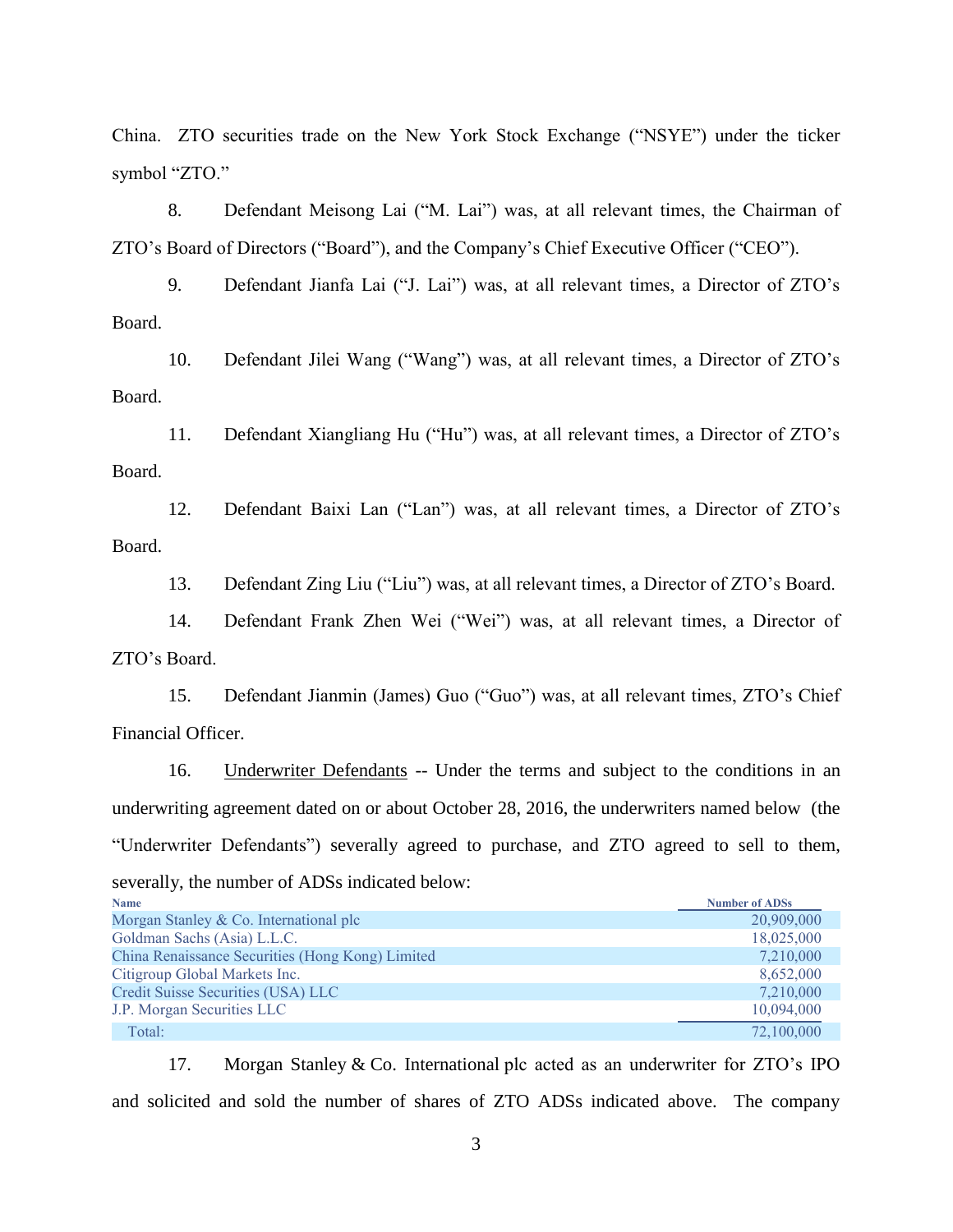China. ZTO securities trade on the New York Stock Exchange ("NSYE") under the ticker symbol "ZTO."

8. Defendant Meisong Lai ("M. Lai") was, at all relevant times, the Chairman of ZTO's Board of Directors ("Board"), and the Company's Chief Executive Officer ("CEO").

9. Defendant Jianfa Lai ("J. Lai") was, at all relevant times, a Director of ZTO's Board.

10. Defendant Jilei Wang ("Wang") was, at all relevant times, a Director of ZTO's Board.

11. Defendant Xiangliang Hu ("Hu") was, at all relevant times, a Director of ZTO's Board.

12. Defendant Baixi Lan ("Lan") was, at all relevant times, a Director of ZTO's Board.

13. Defendant Zing Liu ("Liu") was, at all relevant times, a Director of ZTO's Board.

14. Defendant Frank Zhen Wei ("Wei") was, at all relevant times, a Director of ZTO's Board.

15. Defendant Jianmin (James) Guo ("Guo") was, at all relevant times, ZTO's Chief Financial Officer.

16. Underwriter Defendants -- Under the terms and subject to the conditions in an underwriting agreement dated on or about October 28, 2016, the underwriters named below (the "Underwriter Defendants") severally agreed to purchase, and ZTO agreed to sell to them, severally, the number of ADSs indicated below:

| Name | Number of ADSs |
|---|---|
| Morgan Stanley & Co. International plc | 20,909,000 |
| Goldman Sachs (Asia) L.L.C. | 18,025,000 |
| China Renaissance Securities (Hong Kong) Limited | 7,210,000 |
| Citigroup Global Markets Inc. | 8,652,000 |
| Credit Suisse Securities (USA) LLC | 7,210,000 |
| J.P. Morgan Securities LLC | 10,094,000 |
| Total: | 72,100,000 |

17. Morgan Stanley & Co. International plc acted as an underwriter for ZTO's IPO and solicited and sold the number of shares of ZTO ADSs indicated above. The company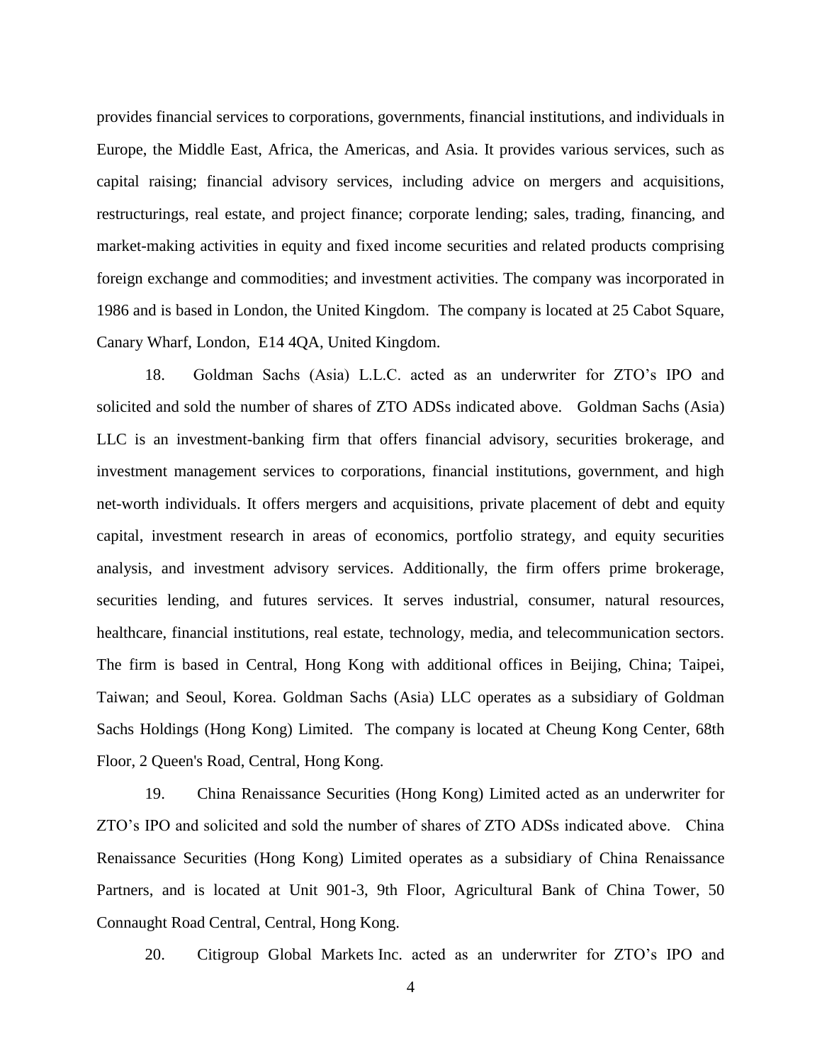provides financial services to corporations, governments, financial institutions, and individuals in Europe, the Middle East, Africa, the Americas, and Asia. It provides various services, such as capital raising; financial advisory services, including advice on mergers and acquisitions, restructurings, real estate, and project finance; corporate lending; sales, trading, financing, and market-making activities in equity and fixed income securities and related products comprising foreign exchange and commodities; and investment activities. The company was incorporated in 1986 and is based in London, the United Kingdom. The company is located at 25 Cabot Square, Canary Wharf, London, E14 4QA, United Kingdom.

18. Goldman Sachs (Asia) L.L.C. acted as an underwriter for ZTO's IPO and solicited and sold the number of shares of ZTO ADSs indicated above. Goldman Sachs (Asia) LLC is an investment-banking firm that offers financial advisory, securities brokerage, and investment management services to corporations, financial institutions, government, and high net-worth individuals. It offers mergers and acquisitions, private placement of debt and equity capital, investment research in areas of economics, portfolio strategy, and equity securities analysis, and investment advisory services. Additionally, the firm offers prime brokerage, securities lending, and futures services. It serves industrial, consumer, natural resources, healthcare, financial institutions, real estate, technology, media, and telecommunication sectors. The firm is based in Central, Hong Kong with additional offices in Beijing, China; Taipei, Taiwan; and Seoul, Korea. Goldman Sachs (Asia) LLC operates as a subsidiary of Goldman Sachs Holdings (Hong Kong) Limited. The company is located at Cheung Kong Center, 68th Floor, 2 Queen's Road, Central, Hong Kong.

19. China Renaissance Securities (Hong Kong) Limited acted as an underwriter for ZTO's IPO and solicited and sold the number of shares of ZTO ADSs indicated above. China Renaissance Securities (Hong Kong) Limited operates as a subsidiary of China Renaissance Partners, and is located at Unit 901-3, 9th Floor, Agricultural Bank of China Tower, 50 Connaught Road Central, Central, Hong Kong.

20. Citigroup Global Markets Inc. acted as an underwriter for ZTO's IPO and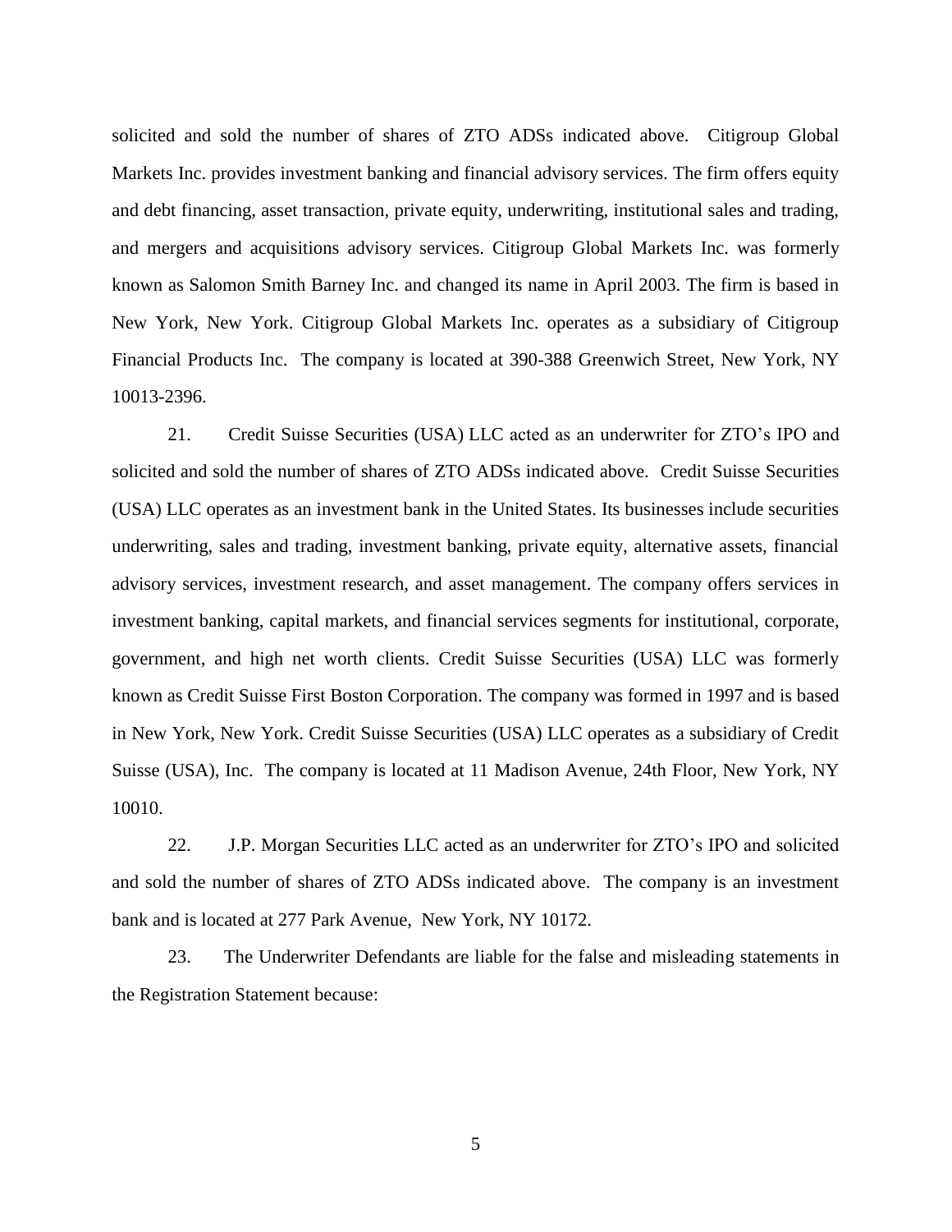solicited and sold the number of shares of ZTO ADSs indicated above. Citigroup Global Markets Inc. provides investment banking and financial advisory services. The firm offers equity and debt financing, asset transaction, private equity, underwriting, institutional sales and trading, and mergers and acquisitions advisory services. Citigroup Global Markets Inc. was formerly known as Salomon Smith Barney Inc. and changed its name in April 2003. The firm is based in New York, New York. Citigroup Global Markets Inc. operates as a subsidiary of Citigroup Financial Products Inc. The company is located at 390-388 Greenwich Street, New York, NY 10013-2396.

21. Credit Suisse Securities (USA) LLC acted as an underwriter for ZTO's IPO and solicited and sold the number of shares of ZTO ADSs indicated above. Credit Suisse Securities (USA) LLC operates as an investment bank in the United States. Its businesses include securities underwriting, sales and trading, investment banking, private equity, alternative assets, financial advisory services, investment research, and asset management. The company offers services in investment banking, capital markets, and financial services segments for institutional, corporate, government, and high net worth clients. Credit Suisse Securities (USA) LLC was formerly known as Credit Suisse First Boston Corporation. The company was formed in 1997 and is based in New York, New York. Credit Suisse Securities (USA) LLC operates as a subsidiary of Credit Suisse (USA), Inc. The company is located at 11 Madison Avenue, 24th Floor, New York, NY 10010.

22. J.P. Morgan Securities LLC acted as an underwriter for ZTO's IPO and solicited and sold the number of shares of ZTO ADSs indicated above. The company is an investment bank and is located at 277 Park Avenue, New York, NY 10172.

23. The Underwriter Defendants are liable for the false and misleading statements in the Registration Statement because: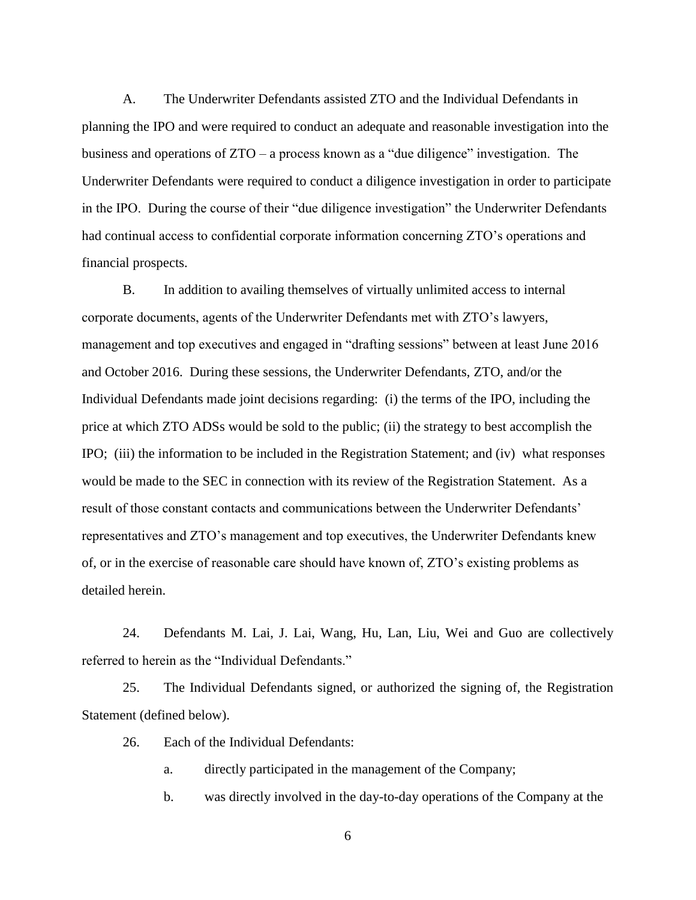A. The Underwriter Defendants assisted ZTO and the Individual Defendants in planning the IPO and were required to conduct an adequate and reasonable investigation into the business and operations of ZTO – a process known as a "due diligence" investigation. The Underwriter Defendants were required to conduct a diligence investigation in order to participate in the IPO. During the course of their "due diligence investigation" the Underwriter Defendants had continual access to confidential corporate information concerning ZTO's operations and financial prospects.

B. In addition to availing themselves of virtually unlimited access to internal corporate documents, agents of the Underwriter Defendants met with ZTO's lawyers, management and top executives and engaged in "drafting sessions" between at least June 2016 and October 2016. During these sessions, the Underwriter Defendants, ZTO, and/or the Individual Defendants made joint decisions regarding: (i) the terms of the IPO, including the price at which ZTO ADSs would be sold to the public; (ii) the strategy to best accomplish the IPO; (iii) the information to be included in the Registration Statement; and (iv) what responses would be made to the SEC in connection with its review of the Registration Statement. As a result of those constant contacts and communications between the Underwriter Defendants' representatives and ZTO's management and top executives, the Underwriter Defendants knew of, or in the exercise of reasonable care should have known of, ZTO's existing problems as detailed herein.

24. Defendants M. Lai, J. Lai, Wang, Hu, Lan, Liu, Wei and Guo are collectively referred to herein as the "Individual Defendants."

25. The Individual Defendants signed, or authorized the signing of, the Registration Statement (defined below).

26. Each of the Individual Defendants:

a. directly participated in the management of the Company;

b. was directly involved in the day-to-day operations of the Company at the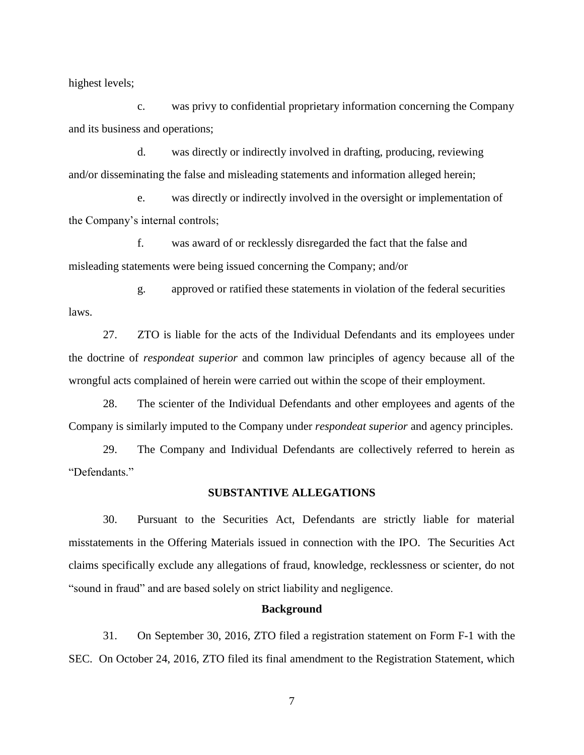highest levels;

c. was privy to confidential proprietary information concerning the Company and its business and operations;

d. was directly or indirectly involved in drafting, producing, reviewing and/or disseminating the false and misleading statements and information alleged herein;

e. was directly or indirectly involved in the oversight or implementation of the Company's internal controls;

f. was award of or recklessly disregarded the fact that the false and misleading statements were being issued concerning the Company; and/or

g. approved or ratified these statements in violation of the federal securities laws.

27. ZTO is liable for the acts of the Individual Defendants and its employees under the doctrine of *respondeat superior* and common law principles of agency because all of the wrongful acts complained of herein were carried out within the scope of their employment.

28. The scienter of the Individual Defendants and other employees and agents of the Company is similarly imputed to the Company under *respondeat superior* and agency principles.

29. The Company and Individual Defendants are collectively referred to herein as "Defendants."

## SUBSTANTIVE ALLEGATIONS

30. Pursuant to the Securities Act, Defendants are strictly liable for material misstatements in the Offering Materials issued in connection with the IPO. The Securities Act claims specifically exclude any allegations of fraud, knowledge, recklessness or scienter, do not "sound in fraud" and are based solely on strict liability and negligence.

### Background

31. On September 30, 2016, ZTO filed a registration statement on Form F-1 with the SEC. On October 24, 2016, ZTO filed its final amendment to the Registration Statement, which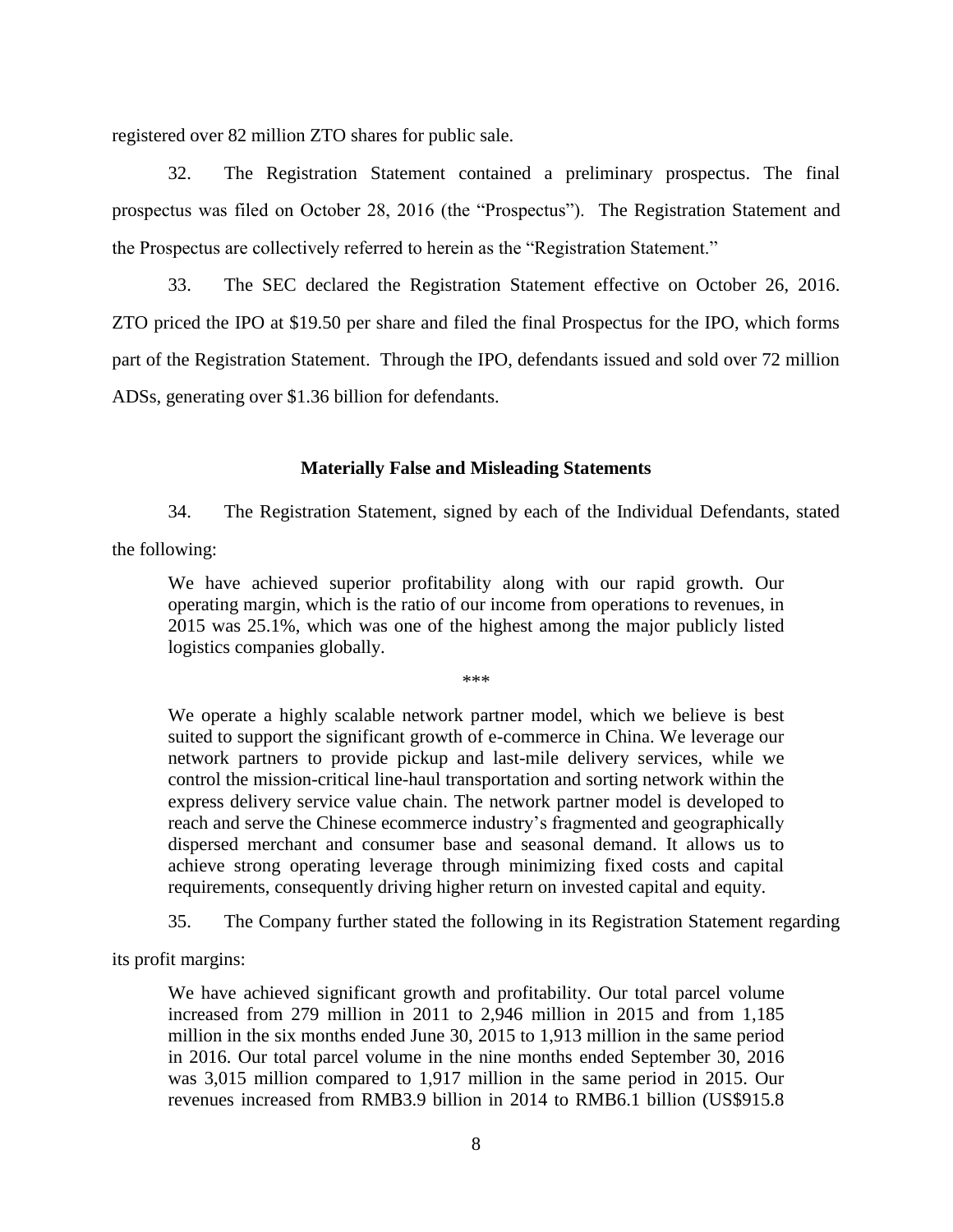registered over 82 million ZTO shares for public sale.

32. The Registration Statement contained a preliminary prospectus. The final prospectus was filed on October 28, 2016 (the "Prospectus"). The Registration Statement and the Prospectus are collectively referred to herein as the "Registration Statement."

33. The SEC declared the Registration Statement effective on October 26, 2016. ZTO priced the IPO at $19.50 per share and filed the final Prospectus for the IPO, which forms part of the Registration Statement. Through the IPO, defendants issued and sold over 72 million ADSs, generating over $1.36 billion for defendants.

### Materially False and Misleading Statements

34. The Registration Statement, signed by each of the Individual Defendants, stated the following:

> We have achieved superior profitability along with our rapid growth. Our operating margin, which is the ratio of our income from operations to revenues, in 2015 was 25.1%, which was one of the highest among the major publicly listed logistics companies globally.
>
> ***
>
> We operate a highly scalable network partner model, which we believe is best suited to support the significant growth of e-commerce in China. We leverage our network partners to provide pickup and last-mile delivery services, while we control the mission-critical line-haul transportation and sorting network within the express delivery service value chain. The network partner model is developed to reach and serve the Chinese ecommerce industry's fragmented and geographically dispersed merchant and consumer base and seasonal demand. It allows us to achieve strong operating leverage through minimizing fixed costs and capital requirements, consequently driving higher return on invested capital and equity.

35. The Company further stated the following in its Registration Statement regarding its profit margins:

> We have achieved significant growth and profitability. Our total parcel volume increased from 279 million in 2011 to 2,946 million in 2015 and from 1,185 million in the six months ended June 30, 2015 to 1,913 million in the same period in 2016. Our total parcel volume in the nine months ended September 30, 2016 was 3,015 million compared to 1,917 million in the same period in 2015. Our revenues increased from RMB3.9 billion in 2014 to RMB6.1 billion (US$915.8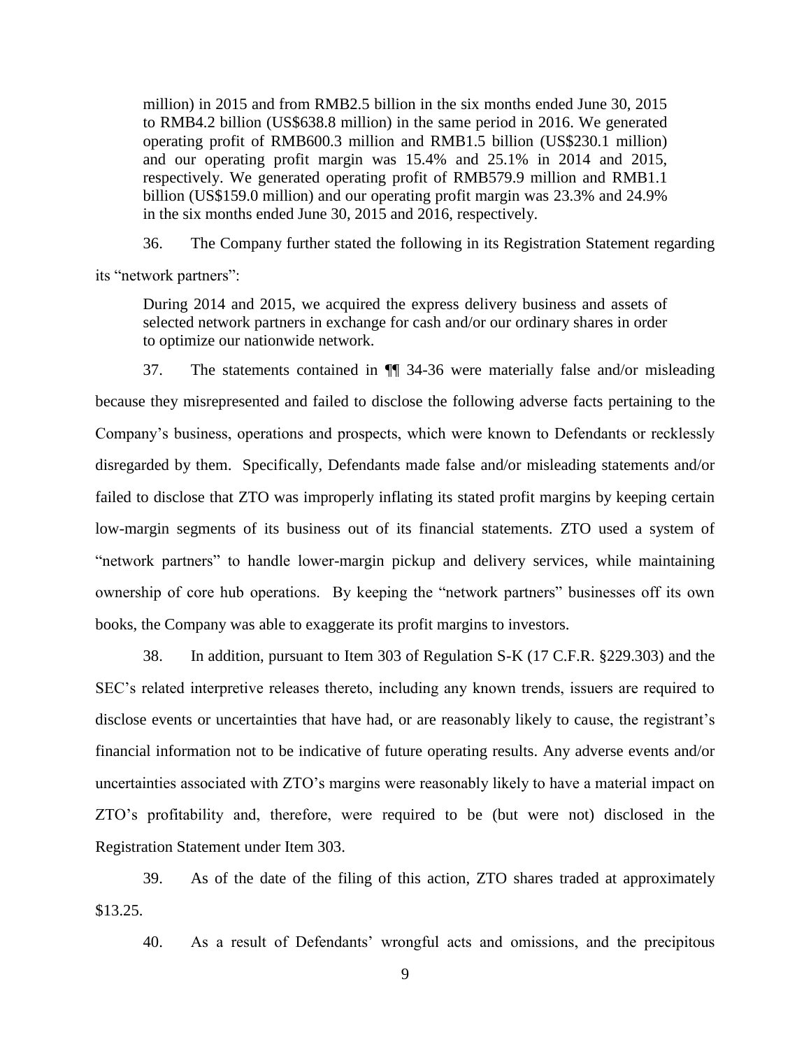> million) in 2015 and from RMB2.5 billion in the six months ended June 30, 2015 to RMB4.2 billion (US$638.8 million) in the same period in 2016. We generated operating profit of RMB600.3 million and RMB1.5 billion (US$230.1 million) and our operating profit margin was 15.4% and 25.1% in 2014 and 2015, respectively. We generated operating profit of RMB579.9 million and RMB1.1 billion (US$159.0 million) and our operating profit margin was 23.3% and 24.9% in the six months ended June 30, 2015 and 2016, respectively.

36. The Company further stated the following in its Registration Statement regarding its "network partners":

> During 2014 and 2015, we acquired the express delivery business and assets of selected network partners in exchange for cash and/or our ordinary shares in order to optimize our nationwide network.

37. The statements contained in ¶¶ 34-36 were materially false and/or misleading because they misrepresented and failed to disclose the following adverse facts pertaining to the Company's business, operations and prospects, which were known to Defendants or recklessly disregarded by them. Specifically, Defendants made false and/or misleading statements and/or failed to disclose that ZTO was improperly inflating its stated profit margins by keeping certain low-margin segments of its business out of its financial statements. ZTO used a system of "network partners" to handle lower-margin pickup and delivery services, while maintaining ownership of core hub operations. By keeping the "network partners" businesses off its own books, the Company was able to exaggerate its profit margins to investors.

38. In addition, pursuant to Item 303 of Regulation S-K (17 C.F.R. §229.303) and the SEC's related interpretive releases thereto, including any known trends, issuers are required to disclose events or uncertainties that have had, or are reasonably likely to cause, the registrant's financial information not to be indicative of future operating results. Any adverse events and/or uncertainties associated with ZTO's margins were reasonably likely to have a material impact on ZTO's profitability and, therefore, were required to be (but were not) disclosed in the Registration Statement under Item 303.

39. As of the date of the filing of this action, ZTO shares traded at approximately $13.25.

40. As a result of Defendants' wrongful acts and omissions, and the precipitous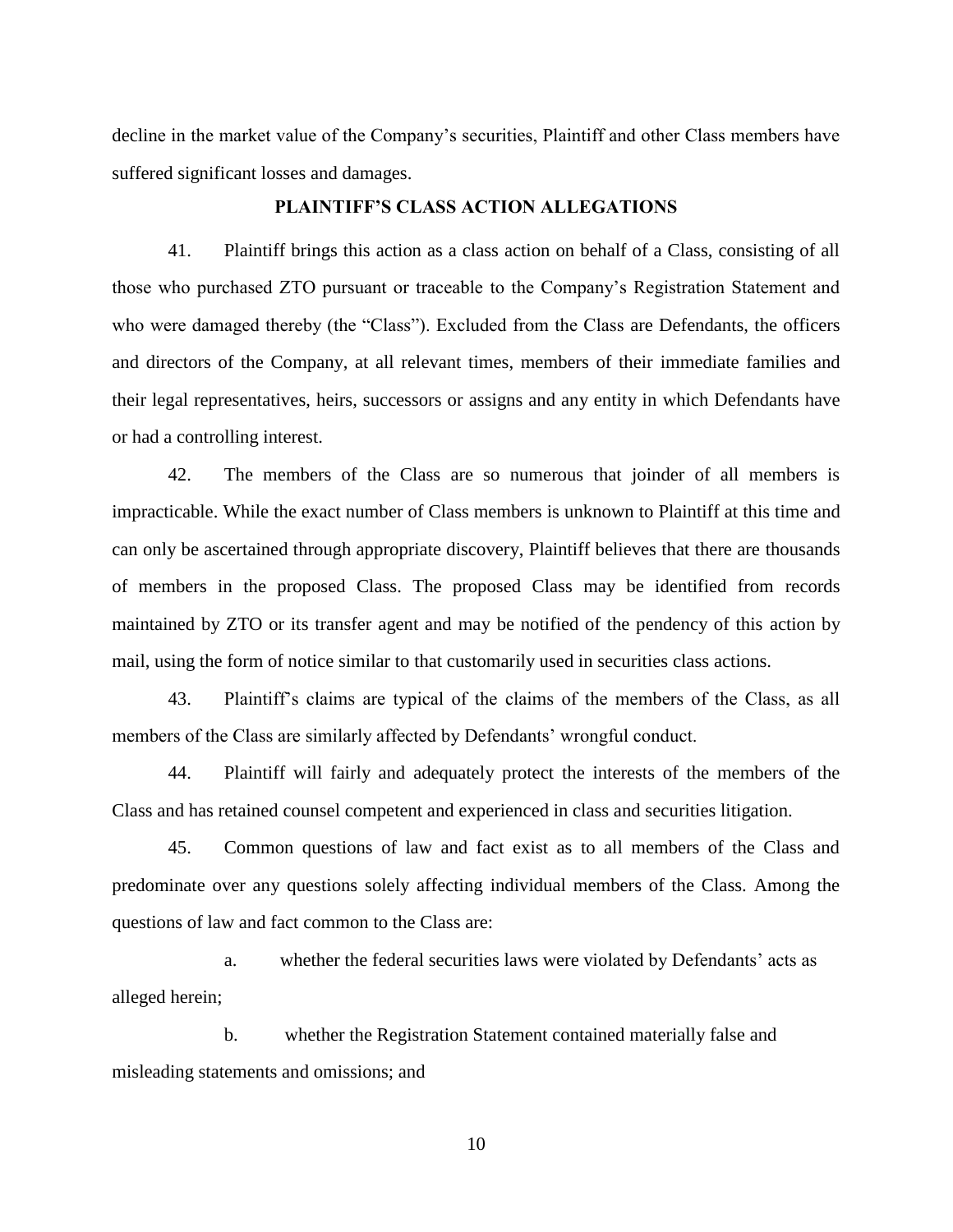decline in the market value of the Company's securities, Plaintiff and other Class members have suffered significant losses and damages.

## PLAINTIFF'S CLASS ACTION ALLEGATIONS

41. Plaintiff brings this action as a class action on behalf of a Class, consisting of all those who purchased ZTO pursuant or traceable to the Company's Registration Statement and who were damaged thereby (the "Class"). Excluded from the Class are Defendants, the officers and directors of the Company, at all relevant times, members of their immediate families and their legal representatives, heirs, successors or assigns and any entity in which Defendants have or had a controlling interest.

42. The members of the Class are so numerous that joinder of all members is impracticable. While the exact number of Class members is unknown to Plaintiff at this time and can only be ascertained through appropriate discovery, Plaintiff believes that there are thousands of members in the proposed Class. The proposed Class may be identified from records maintained by ZTO or its transfer agent and may be notified of the pendency of this action by mail, using the form of notice similar to that customarily used in securities class actions.

43. Plaintiff's claims are typical of the claims of the members of the Class, as all members of the Class are similarly affected by Defendants' wrongful conduct.

44. Plaintiff will fairly and adequately protect the interests of the members of the Class and has retained counsel competent and experienced in class and securities litigation.

45. Common questions of law and fact exist as to all members of the Class and predominate over any questions solely affecting individual members of the Class. Among the questions of law and fact common to the Class are:

a. whether the federal securities laws were violated by Defendants' acts as alleged herein;

b. whether the Registration Statement contained materially false and misleading statements and omissions; and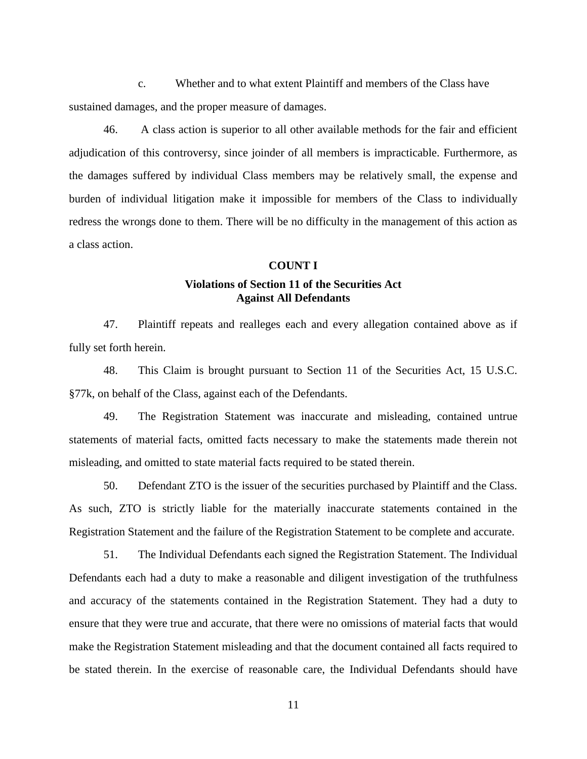c. Whether and to what extent Plaintiff and members of the Class have sustained damages, and the proper measure of damages.

46. A class action is superior to all other available methods for the fair and efficient adjudication of this controversy, since joinder of all members is impracticable. Furthermore, as the damages suffered by individual Class members may be relatively small, the expense and burden of individual litigation make it impossible for members of the Class to individually redress the wrongs done to them. There will be no difficulty in the management of this action as a class action.

## COUNT I

### Violations of Section 11 of the Securities Act Against All Defendants

47. Plaintiff repeats and realleges each and every allegation contained above as if fully set forth herein.

48. This Claim is brought pursuant to Section 11 of the Securities Act, 15 U.S.C. §77k, on behalf of the Class, against each of the Defendants.

49. The Registration Statement was inaccurate and misleading, contained untrue statements of material facts, omitted facts necessary to make the statements made therein not misleading, and omitted to state material facts required to be stated therein.

50. Defendant ZTO is the issuer of the securities purchased by Plaintiff and the Class. As such, ZTO is strictly liable for the materially inaccurate statements contained in the Registration Statement and the failure of the Registration Statement to be complete and accurate.

51. The Individual Defendants each signed the Registration Statement. The Individual Defendants each had a duty to make a reasonable and diligent investigation of the truthfulness and accuracy of the statements contained in the Registration Statement. They had a duty to ensure that they were true and accurate, that there were no omissions of material facts that would make the Registration Statement misleading and that the document contained all facts required to be stated therein. In the exercise of reasonable care, the Individual Defendants should have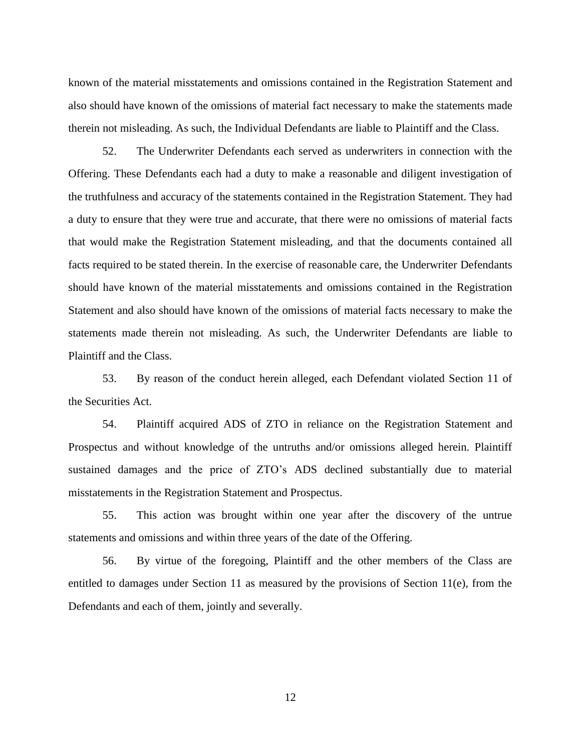known of the material misstatements and omissions contained in the Registration Statement and also should have known of the omissions of material fact necessary to make the statements made therein not misleading. As such, the Individual Defendants are liable to Plaintiff and the Class.

52. The Underwriter Defendants each served as underwriters in connection with the Offering. These Defendants each had a duty to make a reasonable and diligent investigation of the truthfulness and accuracy of the statements contained in the Registration Statement. They had a duty to ensure that they were true and accurate, that there were no omissions of material facts that would make the Registration Statement misleading, and that the documents contained all facts required to be stated therein. In the exercise of reasonable care, the Underwriter Defendants should have known of the material misstatements and omissions contained in the Registration Statement and also should have known of the omissions of material facts necessary to make the statements made therein not misleading. As such, the Underwriter Defendants are liable to Plaintiff and the Class.

53. By reason of the conduct herein alleged, each Defendant violated Section 11 of the Securities Act.

54. Plaintiff acquired ADS of ZTO in reliance on the Registration Statement and Prospectus and without knowledge of the untruths and/or omissions alleged herein. Plaintiff sustained damages and the price of ZTO's ADS declined substantially due to material misstatements in the Registration Statement and Prospectus.

55. This action was brought within one year after the discovery of the untrue statements and omissions and within three years of the date of the Offering.

56. By virtue of the foregoing, Plaintiff and the other members of the Class are entitled to damages under Section 11 as measured by the provisions of Section 11(e), from the Defendants and each of them, jointly and severally.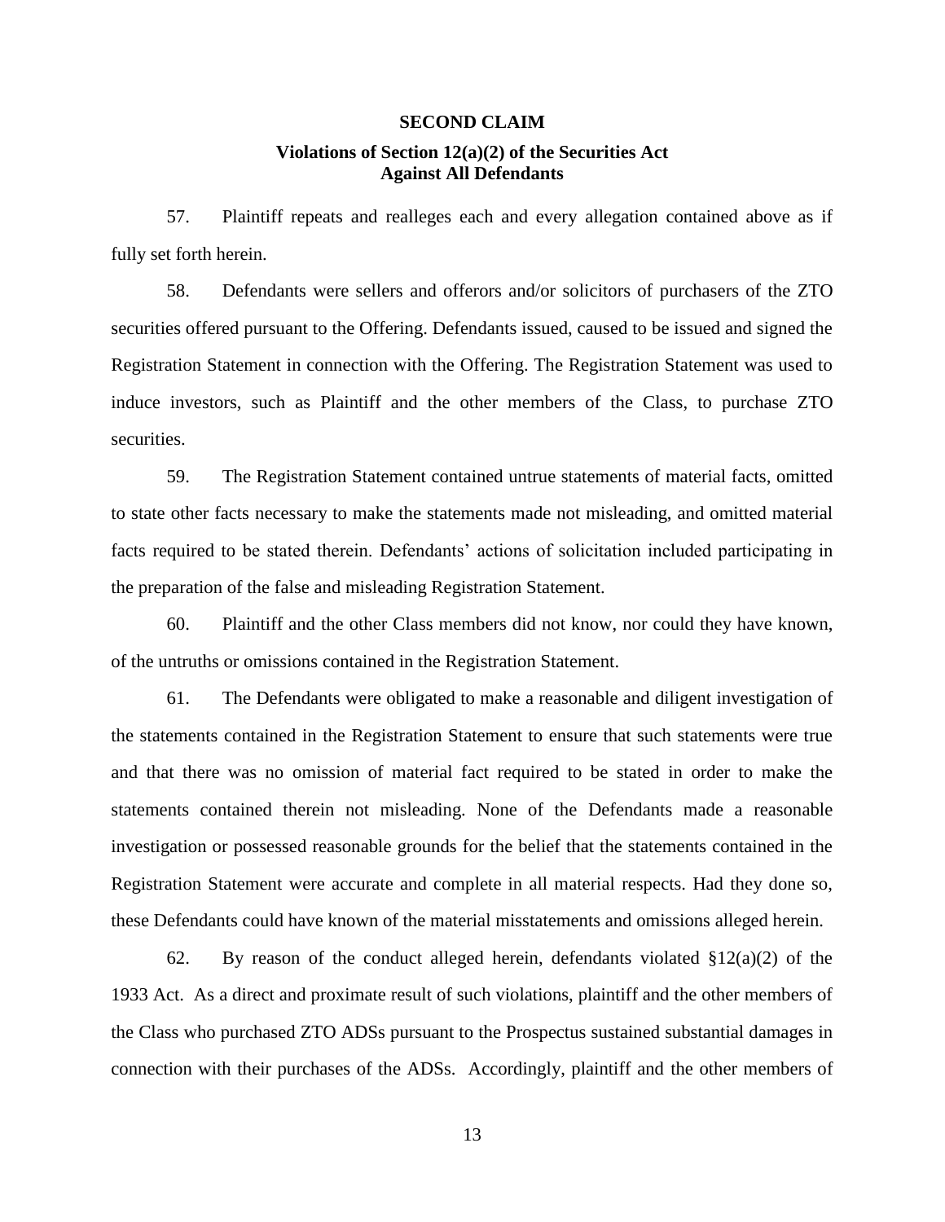**SECOND CLAIM**

**Violations of Section 12(a)(2) of the Securities Act Against All Defendants**

57. Plaintiff repeats and realleges each and every allegation contained above as if fully set forth herein.

58. Defendants were sellers and offerors and/or solicitors of purchasers of the ZTO securities offered pursuant to the Offering. Defendants issued, caused to be issued and signed the Registration Statement in connection with the Offering. The Registration Statement was used to induce investors, such as Plaintiff and the other members of the Class, to purchase ZTO securities.

59. The Registration Statement contained untrue statements of material facts, omitted to state other facts necessary to make the statements made not misleading, and omitted material facts required to be stated therein. Defendants' actions of solicitation included participating in the preparation of the false and misleading Registration Statement.

60. Plaintiff and the other Class members did not know, nor could they have known, of the untruths or omissions contained in the Registration Statement.

61. The Defendants were obligated to make a reasonable and diligent investigation of the statements contained in the Registration Statement to ensure that such statements were true and that there was no omission of material fact required to be stated in order to make the statements contained therein not misleading. None of the Defendants made a reasonable investigation or possessed reasonable grounds for the belief that the statements contained in the Registration Statement were accurate and complete in all material respects. Had they done so, these Defendants could have known of the material misstatements and omissions alleged herein.

62. By reason of the conduct alleged herein, defendants violated §12(a)(2) of the 1933 Act. As a direct and proximate result of such violations, plaintiff and the other members of the Class who purchased ZTO ADSs pursuant to the Prospectus sustained substantial damages in connection with their purchases of the ADSs. Accordingly, plaintiff and the other members of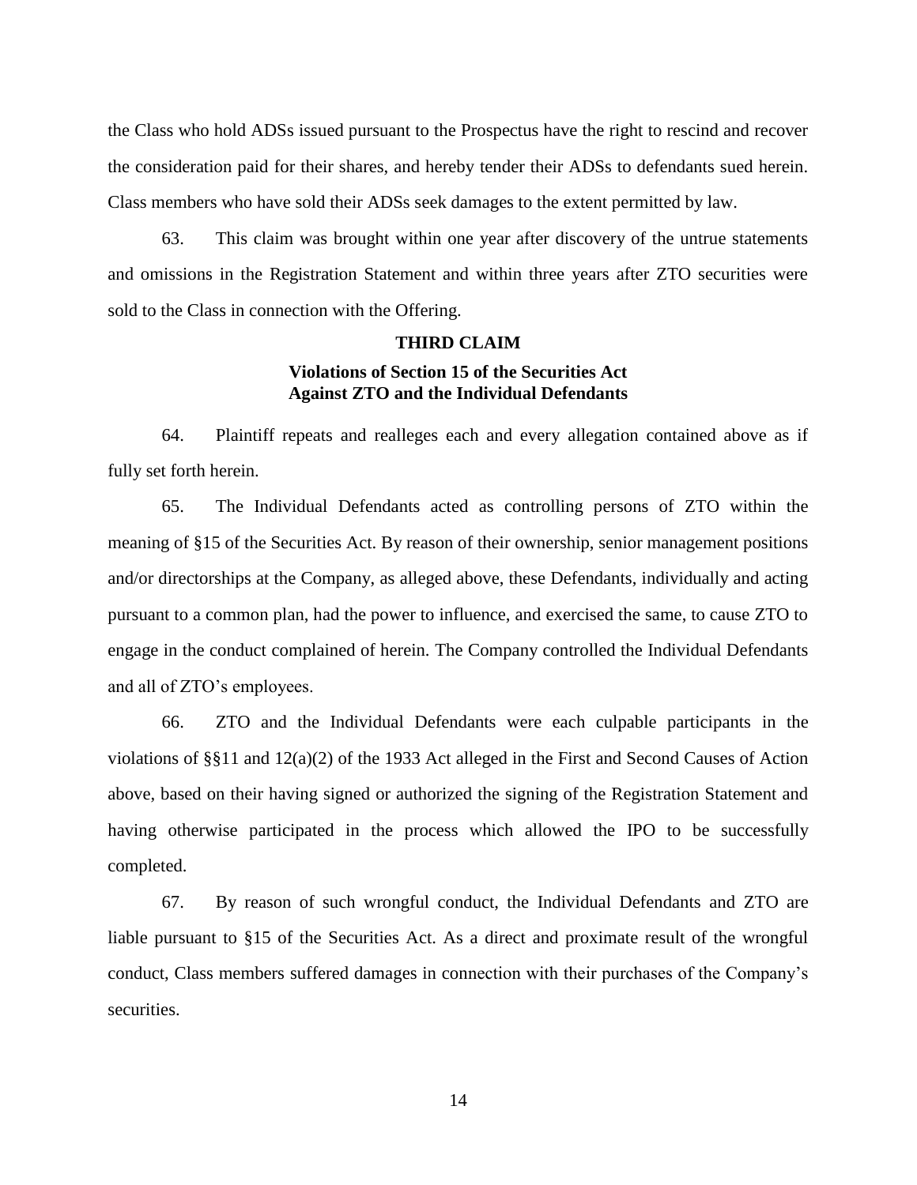the Class who hold ADSs issued pursuant to the Prospectus have the right to rescind and recover the consideration paid for their shares, and hereby tender their ADSs to defendants sued herein. Class members who have sold their ADSs seek damages to the extent permitted by law.

63. This claim was brought within one year after discovery of the untrue statements and omissions in the Registration Statement and within three years after ZTO securities were sold to the Class in connection with the Offering.

**THIRD CLAIM**

**Violations of Section 15 of the Securities Act**
**Against ZTO and the Individual Defendants**

64. Plaintiff repeats and realleges each and every allegation contained above as if fully set forth herein.

65. The Individual Defendants acted as controlling persons of ZTO within the meaning of §15 of the Securities Act. By reason of their ownership, senior management positions and/or directorships at the Company, as alleged above, these Defendants, individually and acting pursuant to a common plan, had the power to influence, and exercised the same, to cause ZTO to engage in the conduct complained of herein. The Company controlled the Individual Defendants and all of ZTO's employees.

66. ZTO and the Individual Defendants were each culpable participants in the violations of §§11 and 12(a)(2) of the 1933 Act alleged in the First and Second Causes of Action above, based on their having signed or authorized the signing of the Registration Statement and having otherwise participated in the process which allowed the IPO to be successfully completed.

67. By reason of such wrongful conduct, the Individual Defendants and ZTO are liable pursuant to §15 of the Securities Act. As a direct and proximate result of the wrongful conduct, Class members suffered damages in connection with their purchases of the Company's securities.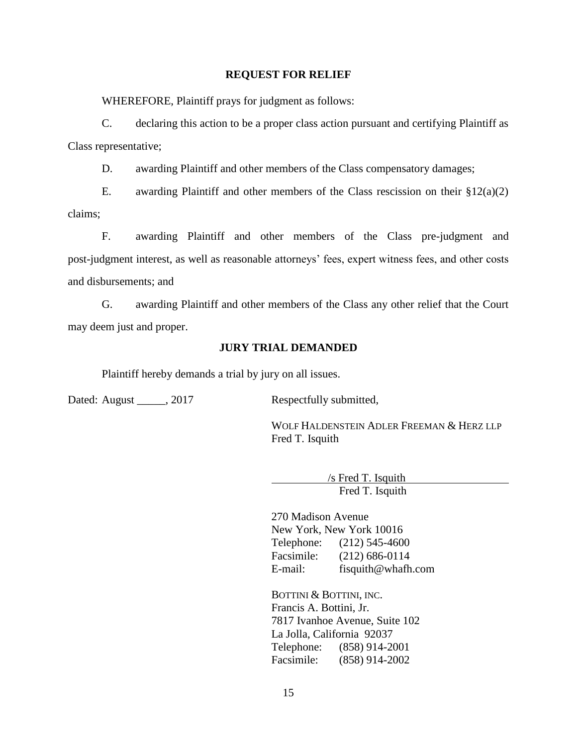## REQUEST FOR RELIEF

WHEREFORE, Plaintiff prays for judgment as follows:

C. declaring this action to be a proper class action pursuant and certifying Plaintiff as Class representative;

D. awarding Plaintiff and other members of the Class compensatory damages;

E. awarding Plaintiff and other members of the Class rescission on their §12(a)(2) claims;

F. awarding Plaintiff and other members of the Class pre-judgment and post-judgment interest, as well as reasonable attorneys' fees, expert witness fees, and other costs and disbursements; and

G. awarding Plaintiff and other members of the Class any other relief that the Court may deem just and proper.

## JURY TRIAL DEMANDED

Plaintiff hereby demands a trial by jury on all issues.

Dated: August _____, 2017

Respectfully submitted,

WOLF HALDENSTEIN ADLER FREEMAN & HERZ LLP
Fred T. Isquith

/s Fred T. Isquith
Fred T. Isquith

270 Madison Avenue
New York, New York 10016
Telephone: (212) 545-4600
Facsimile: (212) 686-0114
E-mail: fisquith@whafh.com

BOTTINI & BOTTINI, INC.
Francis A. Bottini, Jr.
7817 Ivanhoe Avenue, Suite 102
La Jolla, California 92037
Telephone: (858) 914-2001
Facsimile: (858) 914-2002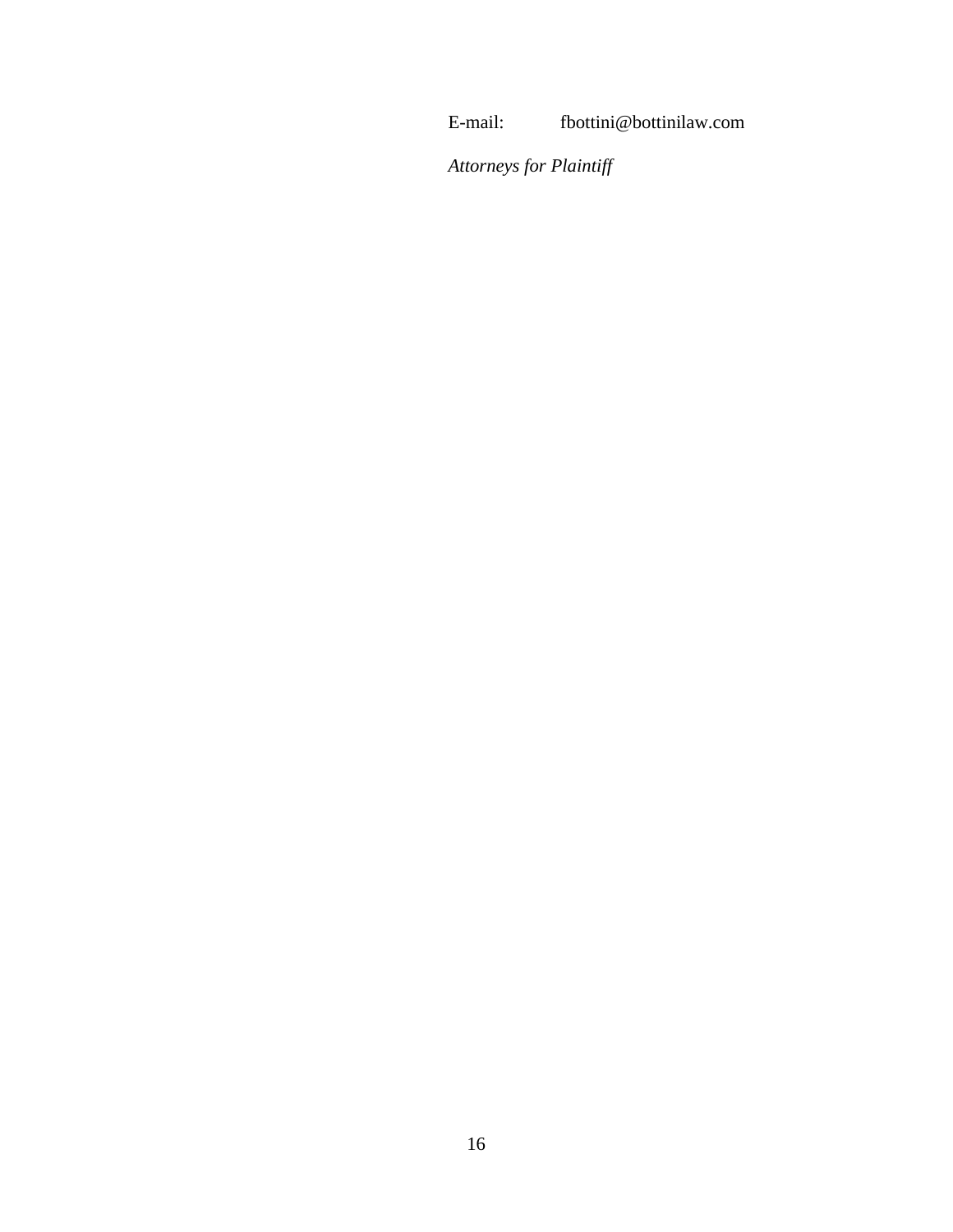E-mail: fbottini@bottinilaw.com

*Attorneys for Plaintiff*